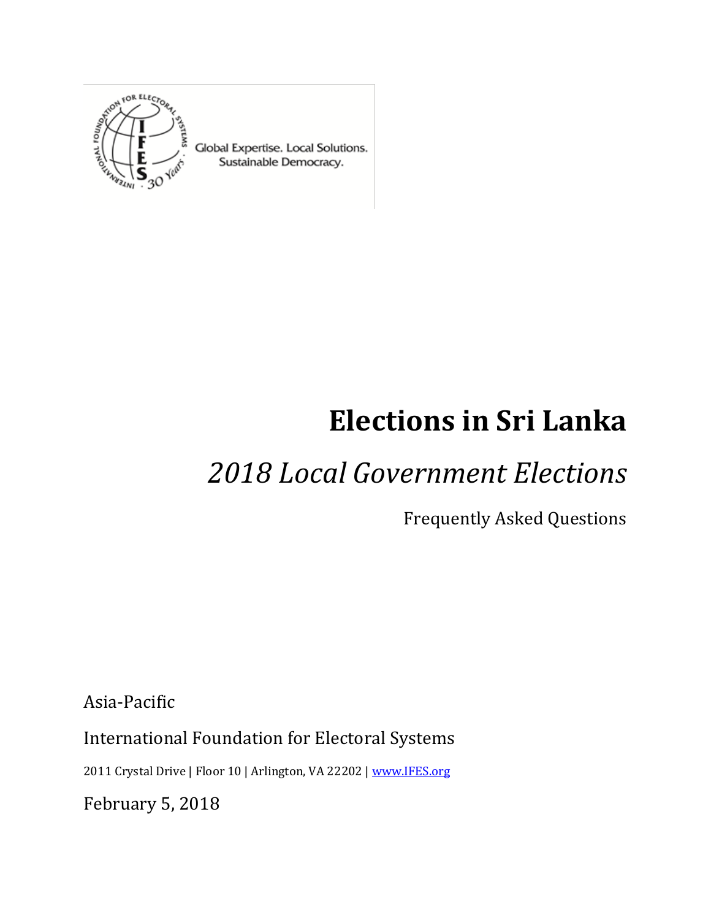Global Expertise. Local Solutions.
Sustainable Democracy.

# Elections in Sri Lanka

## *2018 Local Government Elections*

Frequently Asked Questions

Asia-Pacific

International Foundation for Electoral Systems

2011 Crystal Drive | Floor 10 | Arlington, VA 22202 | [www.IFES.org](http://www.IFES.org)

February 5, 2018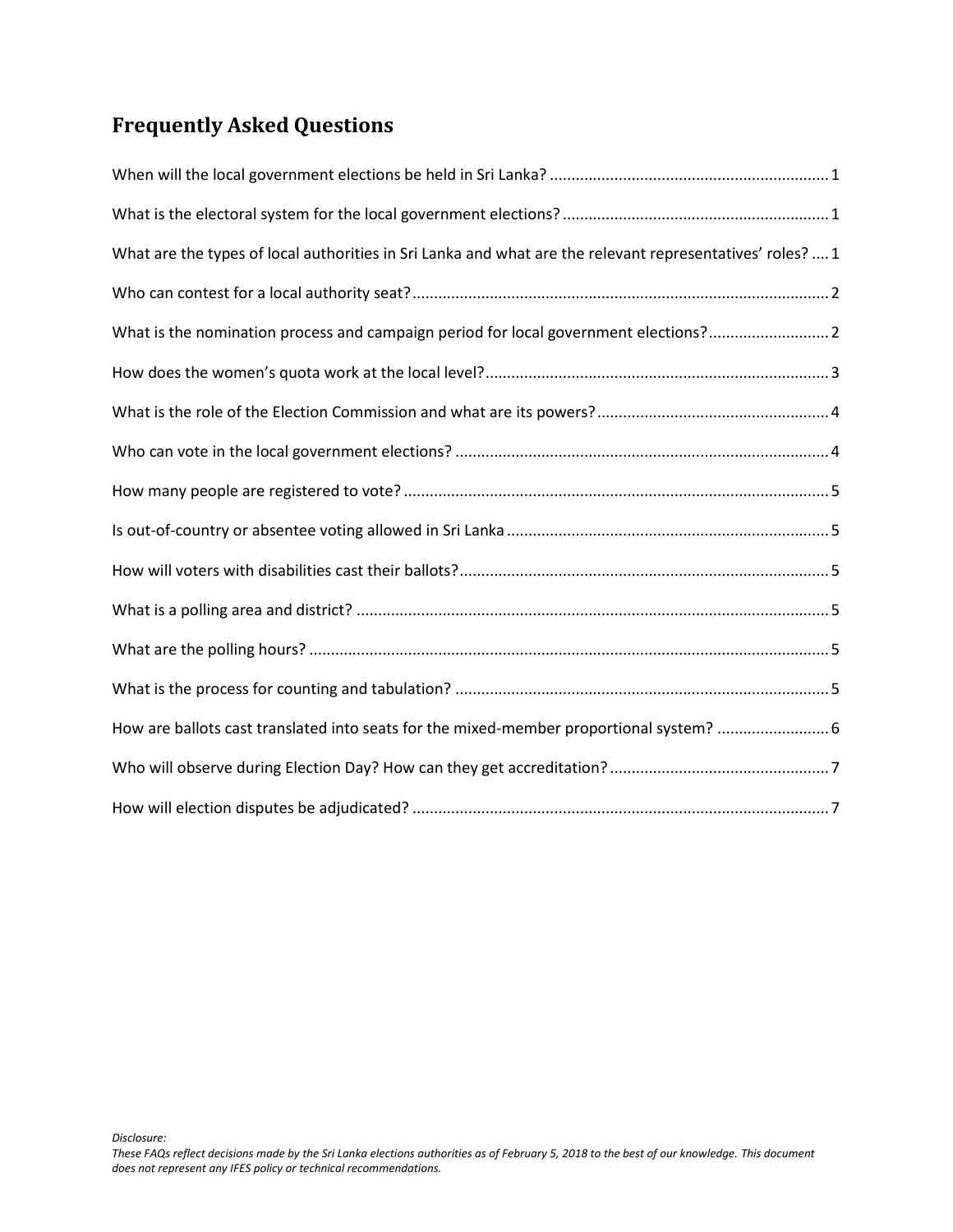# Frequently Asked Questions

When will the local government elections be held in Sri Lanka? ........ 1

What is the electoral system for the local government elections? ........ 1

What are the types of local authorities in Sri Lanka and what are the relevant representatives' roles? .... 1

Who can contest for a local authority seat? ........ 2

What is the nomination process and campaign period for local government elections? ........ 2

How does the women's quota work at the local level? ........ 3

What is the role of the Election Commission and what are its powers? ........ 4

Who can vote in the local government elections? ........ 4

How many people are registered to vote? ........ 5

Is out-of-country or absentee voting allowed in Sri Lanka ........ 5

How will voters with disabilities cast their ballots? ........ 5

What is a polling area and district? ........ 5

What are the polling hours? ........ 5

What is the process for counting and tabulation? ........ 5

How are ballots cast translated into seats for the mixed-member proportional system? ........ 6

Who will observe during Election Day? How can they get accreditation? ........ 7

How will election disputes be adjudicated? ........ 7

*Disclosure:*
*These FAQs reflect decisions made by the Sri Lanka elections authorities as of February 5, 2018 to the best of our knowledge. This document does not represent any IFES policy or technical recommendations.*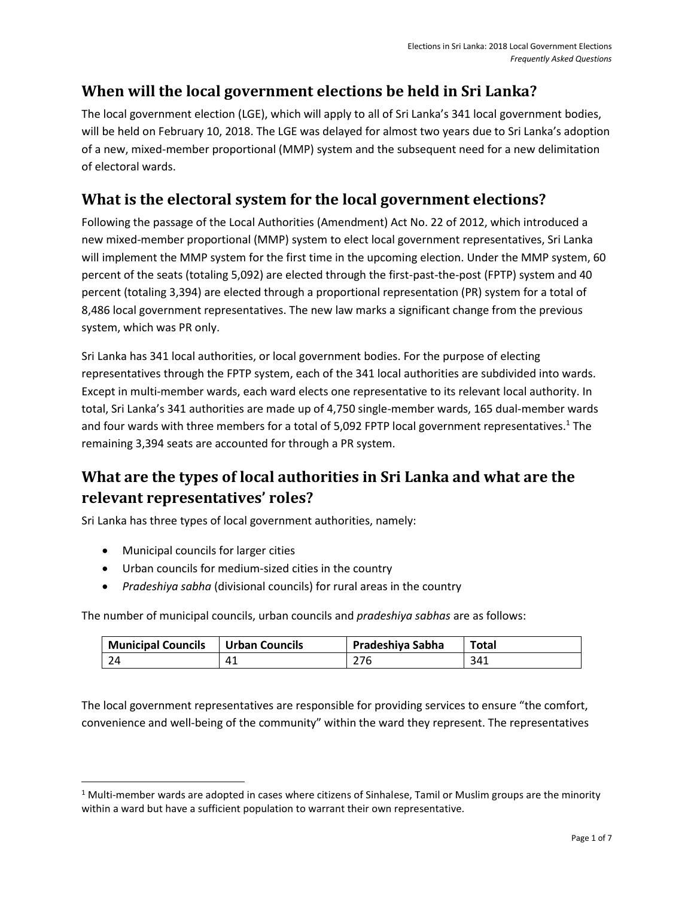## When will the local government elections be held in Sri Lanka?

The local government election (LGE), which will apply to all of Sri Lanka's 341 local government bodies, will be held on February 10, 2018. The LGE was delayed for almost two years due to Sri Lanka's adoption of a new, mixed-member proportional (MMP) system and the subsequent need for a new delimitation of electoral wards.

## What is the electoral system for the local government elections?

Following the passage of the Local Authorities (Amendment) Act No. 22 of 2012, which introduced a new mixed-member proportional (MMP) system to elect local government representatives, Sri Lanka will implement the MMP system for the first time in the upcoming election. Under the MMP system, 60 percent of the seats (totaling 5,092) are elected through the first-past-the-post (FPTP) system and 40 percent (totaling 3,394) are elected through a proportional representation (PR) system for a total of 8,486 local government representatives. The new law marks a significant change from the previous system, which was PR only.

Sri Lanka has 341 local authorities, or local government bodies. For the purpose of electing representatives through the FPTP system, each of the 341 local authorities are subdivided into wards. Except in multi-member wards, each ward elects one representative to its relevant local authority. In total, Sri Lanka's 341 authorities are made up of 4,750 single-member wards, 165 dual-member wards and four wards with three members for a total of 5,092 FPTP local government representatives.[1] The remaining 3,394 seats are accounted for through a PR system.

## What are the types of local authorities in Sri Lanka and what are the relevant representatives' roles?

Sri Lanka has three types of local government authorities, namely:

- Municipal councils for larger cities
- Urban councils for medium-sized cities in the country
- *Pradeshiya sabha* (divisional councils) for rural areas in the country

The number of municipal councils, urban councils and *pradeshiya sabhas* are as follows:

| Municipal Councils | Urban Councils | Pradeshiya Sabha | Total |
|---|---|---|---|
| 24 | 41 | 276 | 341 |

The local government representatives are responsible for providing services to ensure "the comfort, convenience and well-being of the community" within the ward they represent. The representatives

[1] Multi-member wards are adopted in cases where citizens of Sinhalese, Tamil or Muslim groups are the minority within a ward but have a sufficient population to warrant their own representative.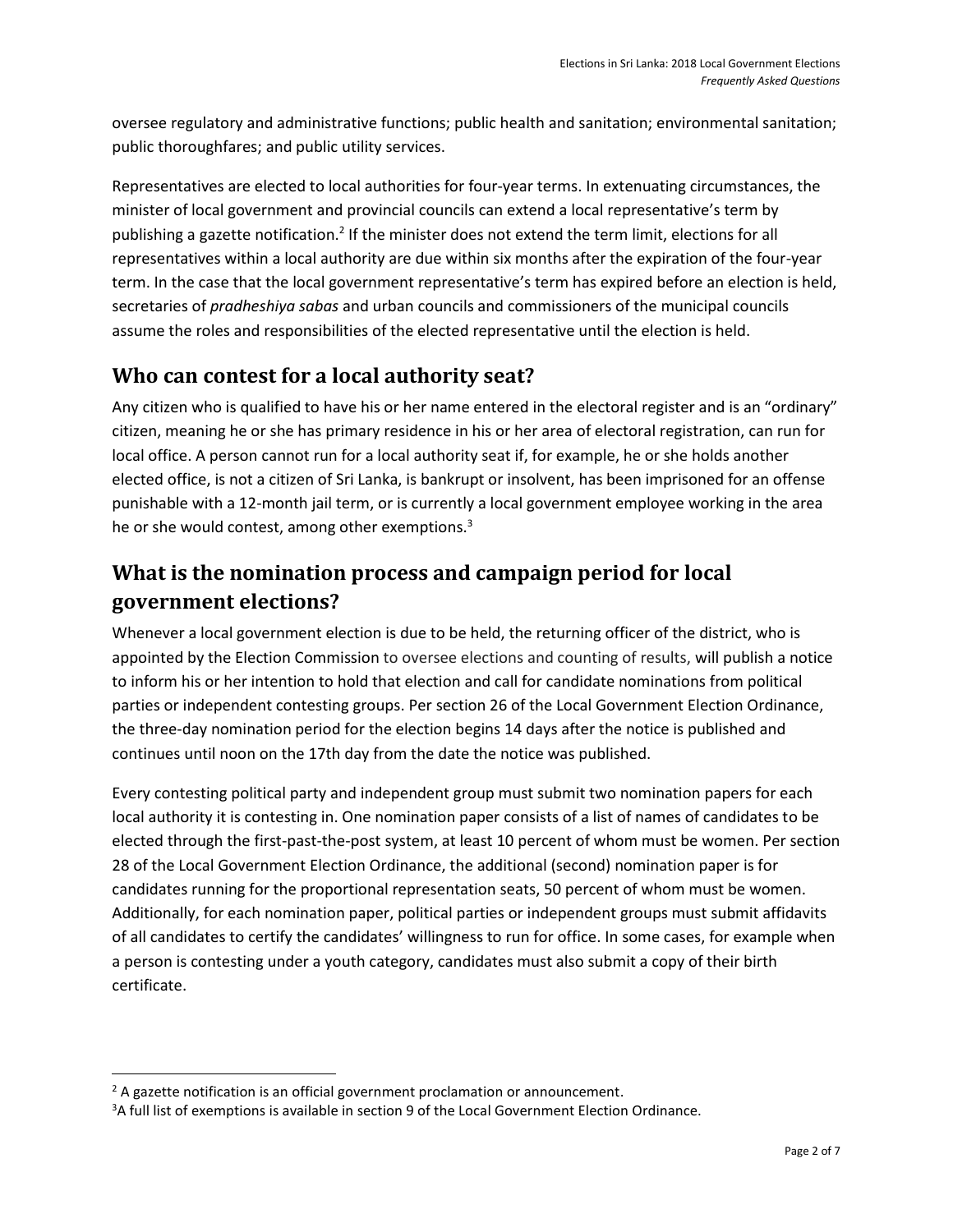oversee regulatory and administrative functions; public health and sanitation; environmental sanitation; public thoroughfares; and public utility services.

Representatives are elected to local authorities for four-year terms. In extenuating circumstances, the minister of local government and provincial councils can extend a local representative's term by publishing a gazette notification.[2] If the minister does not extend the term limit, elections for all representatives within a local authority are due within six months after the expiration of the four-year term. In the case that the local government representative's term has expired before an election is held, secretaries of *pradheshiya sabas* and urban councils and commissioners of the municipal councils assume the roles and responsibilities of the elected representative until the election is held.

## Who can contest for a local authority seat?

Any citizen who is qualified to have his or her name entered in the electoral register and is an "ordinary" citizen, meaning he or she has primary residence in his or her area of electoral registration, can run for local office. A person cannot run for a local authority seat if, for example, he or she holds another elected office, is not a citizen of Sri Lanka, is bankrupt or insolvent, has been imprisoned for an offense punishable with a 12-month jail term, or is currently a local government employee working in the area he or she would contest, among other exemptions.[3]

## What is the nomination process and campaign period for local government elections?

Whenever a local government election is due to be held, the returning officer of the district, who is appointed by the Election Commission to oversee elections and counting of results, will publish a notice to inform his or her intention to hold that election and call for candidate nominations from political parties or independent contesting groups. Per section 26 of the Local Government Election Ordinance, the three-day nomination period for the election begins 14 days after the notice is published and continues until noon on the 17th day from the date the notice was published.

Every contesting political party and independent group must submit two nomination papers for each local authority it is contesting in. One nomination paper consists of a list of names of candidates to be elected through the first-past-the-post system, at least 10 percent of whom must be women. Per section 28 of the Local Government Election Ordinance, the additional (second) nomination paper is for candidates running for the proportional representation seats, 50 percent of whom must be women. Additionally, for each nomination paper, political parties or independent groups must submit affidavits of all candidates to certify the candidates' willingness to run for office. In some cases, for example when a person is contesting under a youth category, candidates must also submit a copy of their birth certificate.

---

[2] A gazette notification is an official government proclamation or announcement.

[3] A full list of exemptions is available in section 9 of the Local Government Election Ordinance.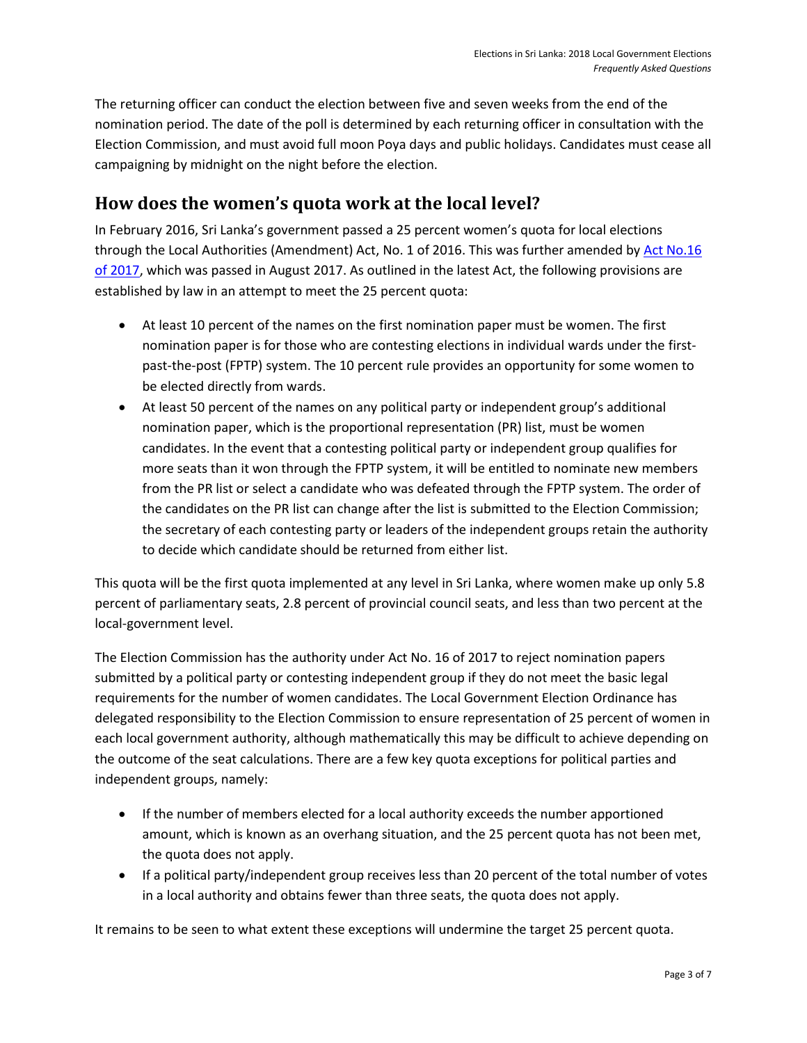The returning officer can conduct the election between five and seven weeks from the end of the nomination period. The date of the poll is determined by each returning officer in consultation with the Election Commission, and must avoid full moon Poya days and public holidays. Candidates must cease all campaigning by midnight on the night before the election.

## How does the women's quota work at the local level?

In February 2016, Sri Lanka's government passed a 25 percent women's quota for local elections through the Local Authorities (Amendment) Act, No. 1 of 2016. This was further amended by Act No.16 of 2017, which was passed in August 2017. As outlined in the latest Act, the following provisions are established by law in an attempt to meet the 25 percent quota:

- At least 10 percent of the names on the first nomination paper must be women. The first nomination paper is for those who are contesting elections in individual wards under the first-past-the-post (FPTP) system. The 10 percent rule provides an opportunity for some women to be elected directly from wards.
- At least 50 percent of the names on any political party or independent group's additional nomination paper, which is the proportional representation (PR) list, must be women candidates. In the event that a contesting political party or independent group qualifies for more seats than it won through the FPTP system, it will be entitled to nominate new members from the PR list or select a candidate who was defeated through the FPTP system. The order of the candidates on the PR list can change after the list is submitted to the Election Commission; the secretary of each contesting party or leaders of the independent groups retain the authority to decide which candidate should be returned from either list.

This quota will be the first quota implemented at any level in Sri Lanka, where women make up only 5.8 percent of parliamentary seats, 2.8 percent of provincial council seats, and less than two percent at the local-government level.

The Election Commission has the authority under Act No. 16 of 2017 to reject nomination papers submitted by a political party or contesting independent group if they do not meet the basic legal requirements for the number of women candidates. The Local Government Election Ordinance has delegated responsibility to the Election Commission to ensure representation of 25 percent of women in each local government authority, although mathematically this may be difficult to achieve depending on the outcome of the seat calculations. There are a few key quota exceptions for political parties and independent groups, namely:

- If the number of members elected for a local authority exceeds the number apportioned amount, which is known as an overhang situation, and the 25 percent quota has not been met, the quota does not apply.
- If a political party/independent group receives less than 20 percent of the total number of votes in a local authority and obtains fewer than three seats, the quota does not apply.

It remains to be seen to what extent these exceptions will undermine the target 25 percent quota.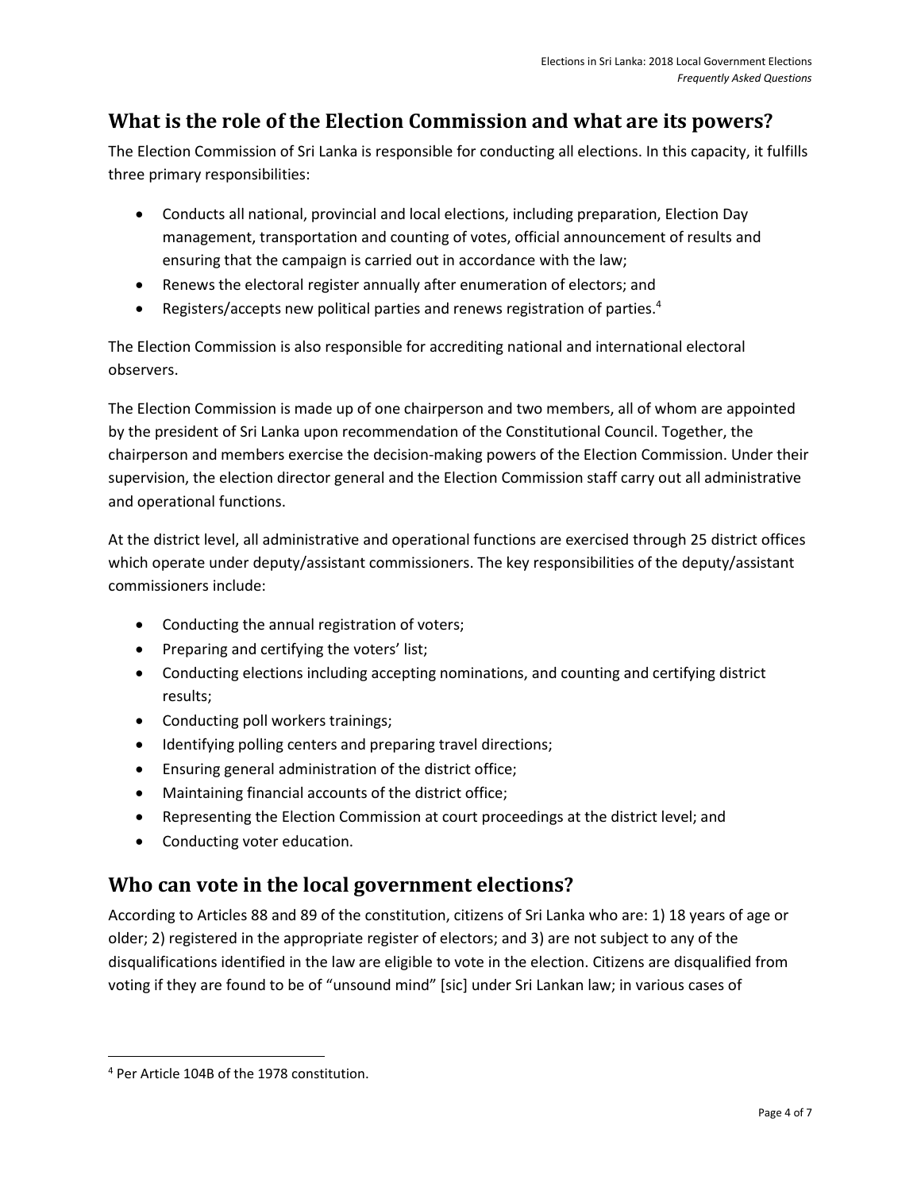## What is the role of the Election Commission and what are its powers?

The Election Commission of Sri Lanka is responsible for conducting all elections. In this capacity, it fulfills three primary responsibilities:

- Conducts all national, provincial and local elections, including preparation, Election Day management, transportation and counting of votes, official announcement of results and ensuring that the campaign is carried out in accordance with the law;
- Renews the electoral register annually after enumeration of electors; and
- Registers/accepts new political parties and renews registration of parties.[4]

The Election Commission is also responsible for accrediting national and international electoral observers.

The Election Commission is made up of one chairperson and two members, all of whom are appointed by the president of Sri Lanka upon recommendation of the Constitutional Council. Together, the chairperson and members exercise the decision-making powers of the Election Commission. Under their supervision, the election director general and the Election Commission staff carry out all administrative and operational functions.

At the district level, all administrative and operational functions are exercised through 25 district offices which operate under deputy/assistant commissioners. The key responsibilities of the deputy/assistant commissioners include:

- Conducting the annual registration of voters;
- Preparing and certifying the voters' list;
- Conducting elections including accepting nominations, and counting and certifying district results;
- Conducting poll workers trainings;
- Identifying polling centers and preparing travel directions;
- Ensuring general administration of the district office;
- Maintaining financial accounts of the district office;
- Representing the Election Commission at court proceedings at the district level; and
- Conducting voter education.

## Who can vote in the local government elections?

According to Articles 88 and 89 of the constitution, citizens of Sri Lanka who are: 1) 18 years of age or older; 2) registered in the appropriate register of electors; and 3) are not subject to any of the disqualifications identified in the law are eligible to vote in the election. Citizens are disqualified from voting if they are found to be of "unsound mind" [sic] under Sri Lankan law; in various cases of

[4] Per Article 104B of the 1978 constitution.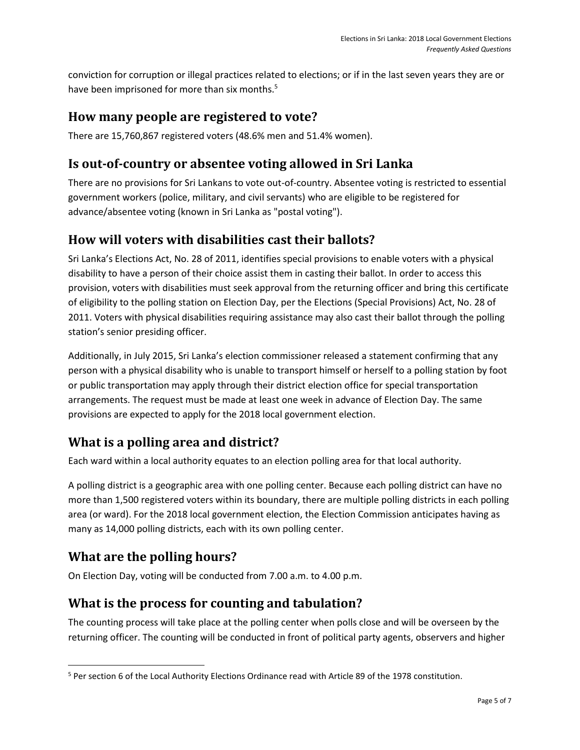conviction for corruption or illegal practices related to elections; or if in the last seven years they are or have been imprisoned for more than six months.[5]

## How many people are registered to vote?

There are 15,760,867 registered voters (48.6% men and 51.4% women).

## Is out-of-country or absentee voting allowed in Sri Lanka

There are no provisions for Sri Lankans to vote out-of-country. Absentee voting is restricted to essential government workers (police, military, and civil servants) who are eligible to be registered for advance/absentee voting (known in Sri Lanka as "postal voting").

## How will voters with disabilities cast their ballots?

Sri Lanka's Elections Act, No. 28 of 2011, identifies special provisions to enable voters with a physical disability to have a person of their choice assist them in casting their ballot. In order to access this provision, voters with disabilities must seek approval from the returning officer and bring this certificate of eligibility to the polling station on Election Day, per the Elections (Special Provisions) Act, No. 28 of 2011. Voters with physical disabilities requiring assistance may also cast their ballot through the polling station's senior presiding officer.

Additionally, in July 2015, Sri Lanka's election commissioner released a statement confirming that any person with a physical disability who is unable to transport himself or herself to a polling station by foot or public transportation may apply through their district election office for special transportation arrangements. The request must be made at least one week in advance of Election Day. The same provisions are expected to apply for the 2018 local government election.

## What is a polling area and district?

Each ward within a local authority equates to an election polling area for that local authority.

A polling district is a geographic area with one polling center. Because each polling district can have no more than 1,500 registered voters within its boundary, there are multiple polling districts in each polling area (or ward). For the 2018 local government election, the Election Commission anticipates having as many as 14,000 polling districts, each with its own polling center.

## What are the polling hours?

On Election Day, voting will be conducted from 7.00 a.m. to 4.00 p.m.

## What is the process for counting and tabulation?

The counting process will take place at the polling center when polls close and will be overseen by the returning officer. The counting will be conducted in front of political party agents, observers and higher

---

[5] Per section 6 of the Local Authority Elections Ordinance read with Article 89 of the 1978 constitution.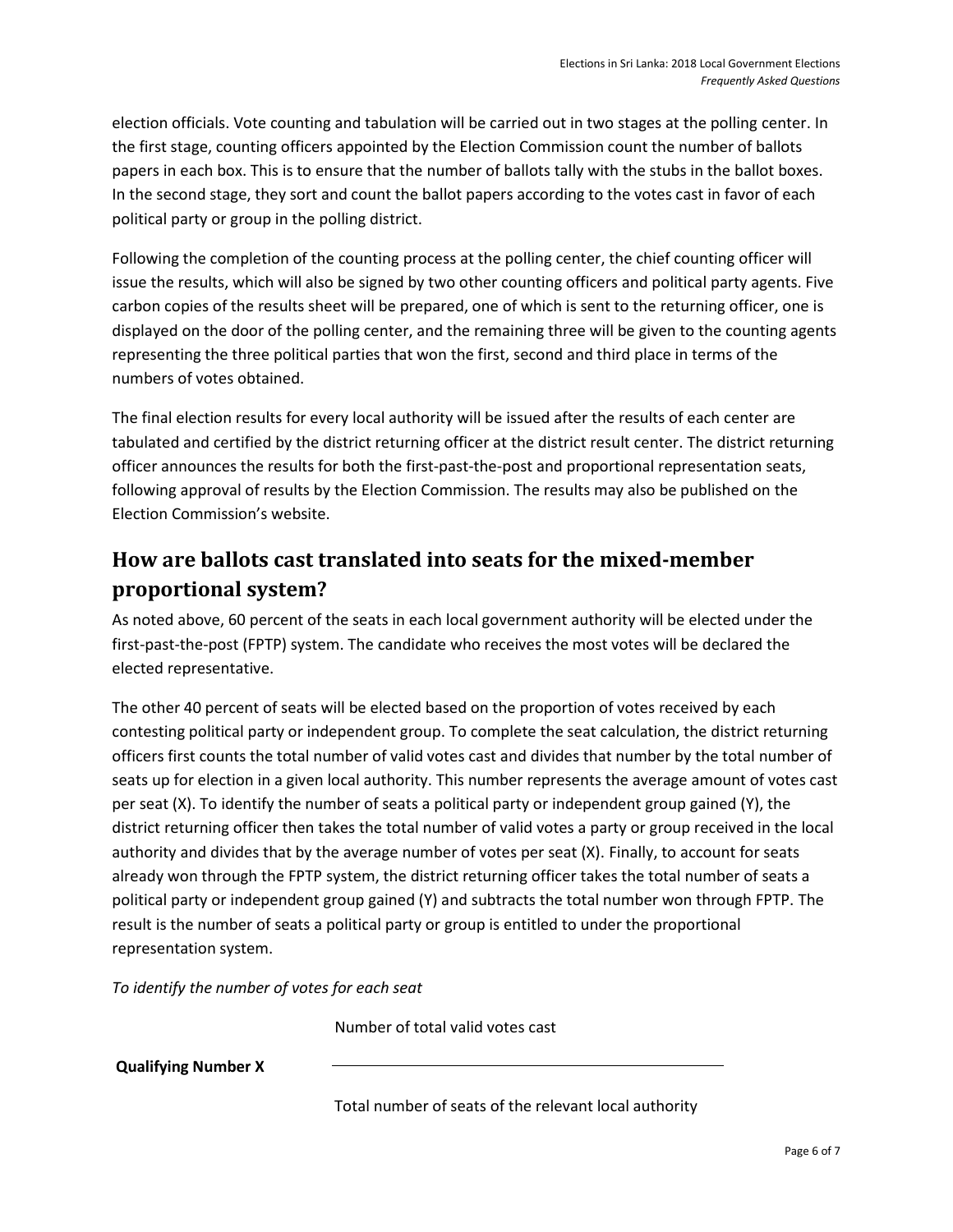election officials. Vote counting and tabulation will be carried out in two stages at the polling center. In the first stage, counting officers appointed by the Election Commission count the number of ballots papers in each box. This is to ensure that the number of ballots tally with the stubs in the ballot boxes. In the second stage, they sort and count the ballot papers according to the votes cast in favor of each political party or group in the polling district.

Following the completion of the counting process at the polling center, the chief counting officer will issue the results, which will also be signed by two other counting officers and political party agents. Five carbon copies of the results sheet will be prepared, one of which is sent to the returning officer, one is displayed on the door of the polling center, and the remaining three will be given to the counting agents representing the three political parties that won the first, second and third place in terms of the numbers of votes obtained.

The final election results for every local authority will be issued after the results of each center are tabulated and certified by the district returning officer at the district result center. The district returning officer announces the results for both the first-past-the-post and proportional representation seats, following approval of results by the Election Commission. The results may also be published on the Election Commission's website.

## How are ballots cast translated into seats for the mixed-member proportional system?

As noted above, 60 percent of the seats in each local government authority will be elected under the first-past-the-post (FPTP) system. The candidate who receives the most votes will be declared the elected representative.

The other 40 percent of seats will be elected based on the proportion of votes received by each contesting political party or independent group. To complete the seat calculation, the district returning officers first counts the total number of valid votes cast and divides that number by the total number of seats up for election in a given local authority. This number represents the average amount of votes cast per seat (X). To identify the number of seats a political party or independent group gained (Y), the district returning officer then takes the total number of valid votes a party or group received in the local authority and divides that by the average number of votes per seat (X). Finally, to account for seats already won through the FPTP system, the district returning officer takes the total number of seats a political party or independent group gained (Y) and subtracts the total number won through FPTP. The result is the number of seats a political party or group is entitled to under the proportional representation system.

*To identify the number of votes for each seat*

$$\textbf{Qualifying Number X} = \frac{\text{Number of total valid votes cast}}{\text{Total number of seats of the relevant local authority}}$$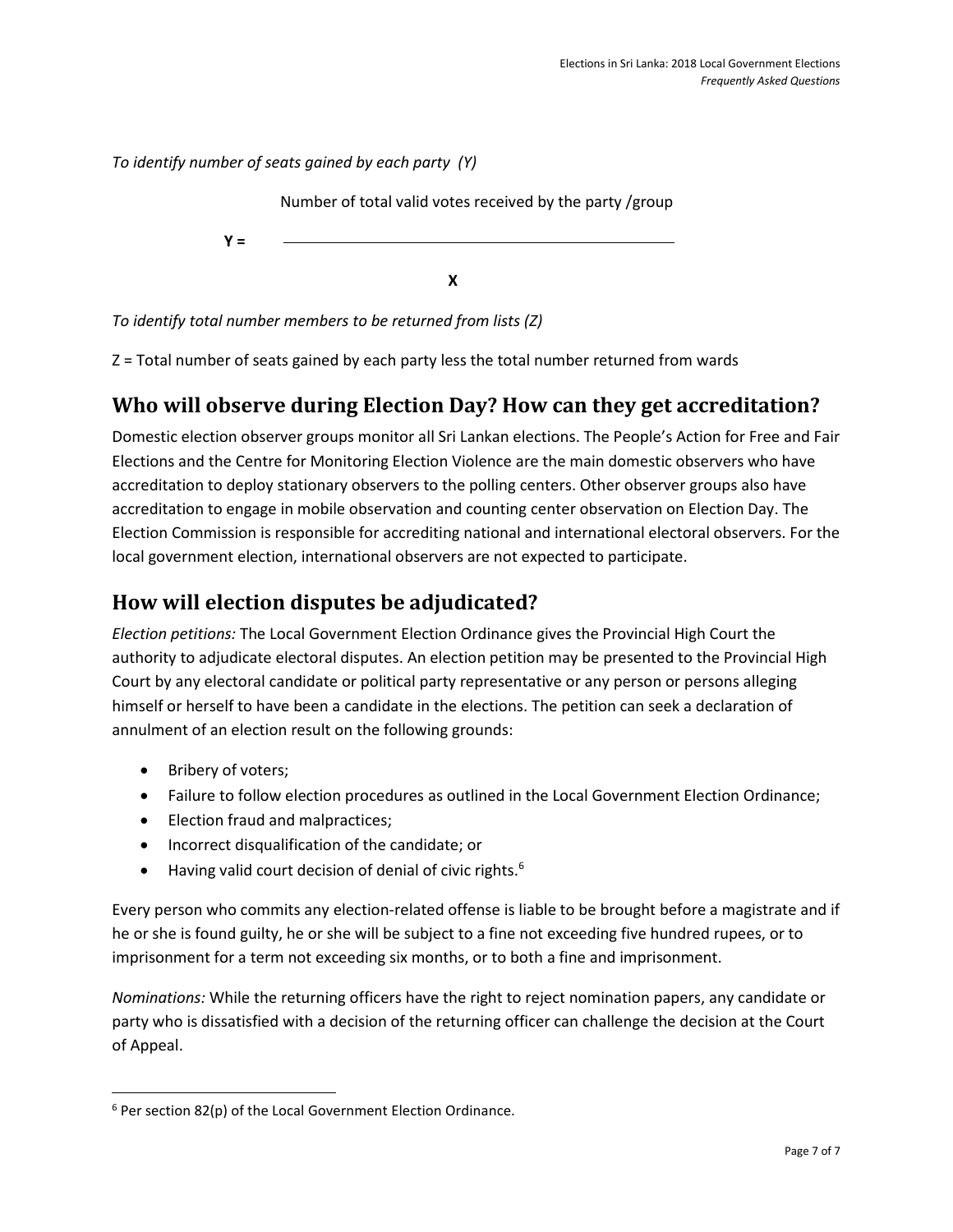*To identify number of seats gained by each party (Y)*

$$Y = \frac{\text{Number of total valid votes received by the party /group}}{X}$$

*To identify total number members to be returned from lists (Z)*

Z = Total number of seats gained by each party less the total number returned from wards

## Who will observe during Election Day? How can they get accreditation?

Domestic election observer groups monitor all Sri Lankan elections. The People's Action for Free and Fair Elections and the Centre for Monitoring Election Violence are the main domestic observers who have accreditation to deploy stationary observers to the polling centers. Other observer groups also have accreditation to engage in mobile observation and counting center observation on Election Day. The Election Commission is responsible for accrediting national and international electoral observers. For the local government election, international observers are not expected to participate.

## How will election disputes be adjudicated?

*Election petitions:* The Local Government Election Ordinance gives the Provincial High Court the authority to adjudicate electoral disputes. An election petition may be presented to the Provincial High Court by any electoral candidate or political party representative or any person or persons alleging himself or herself to have been a candidate in the elections. The petition can seek a declaration of annulment of an election result on the following grounds:

- Bribery of voters;
- Failure to follow election procedures as outlined in the Local Government Election Ordinance;
- Election fraud and malpractices;
- Incorrect disqualification of the candidate; or
- Having valid court decision of denial of civic rights.[6]

Every person who commits any election-related offense is liable to be brought before a magistrate and if he or she is found guilty, he or she will be subject to a fine not exceeding five hundred rupees, or to imprisonment for a term not exceeding six months, or to both a fine and imprisonment.

*Nominations:* While the returning officers have the right to reject nomination papers, any candidate or party who is dissatisfied with a decision of the returning officer can challenge the decision at the Court of Appeal.

[6] Per section 82(p) of the Local Government Election Ordinance.